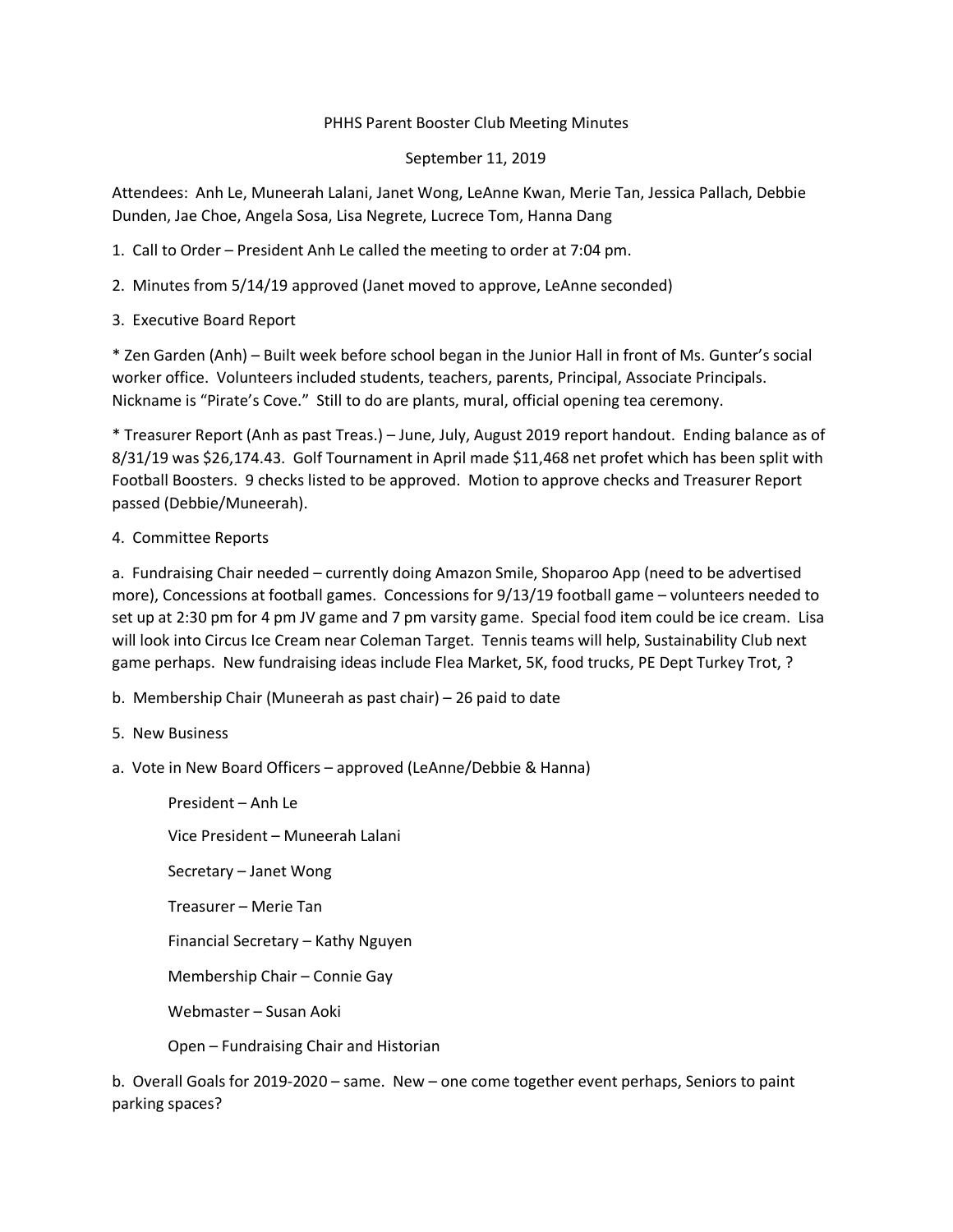PHHS Parent Booster Club Meeting Minutes

September 11, 2019

Attendees: Anh Le, Muneerah Lalani, Janet Wong, LeAnne Kwan, Merie Tan, Jessica Pallach, Debbie Dunden, Jae Choe, Angela Sosa, Lisa Negrete, Lucrece Tom, Hanna Dang

1. Call to Order – President Anh Le called the meeting to order at 7:04 pm.

2. Minutes from 5/14/19 approved (Janet moved to approve, LeAnne seconded)

3. Executive Board Report

* Zen Garden (Anh) – Built week before school began in the Junior Hall in front of Ms. Gunter's social worker office. Volunteers included students, teachers, parents, Principal, Associate Principals. Nickname is "Pirate's Cove." Still to do are plants, mural, official opening tea ceremony.

* Treasurer Report (Anh as past Treas.) – June, July, August 2019 report handout. Ending balance as of 8/31/19 was $26,174.43. Golf Tournament in April made $11,468 net profet which has been split with Football Boosters. 9 checks listed to be approved. Motion to approve checks and Treasurer Report passed (Debbie/Muneerah).

4. Committee Reports

a. Fundraising Chair needed – currently doing Amazon Smile, Shoparoo App (need to be advertised more), Concessions at football games. Concessions for 9/13/19 football game – volunteers needed to set up at 2:30 pm for 4 pm JV game and 7 pm varsity game. Special food item could be ice cream. Lisa will look into Circus Ice Cream near Coleman Target. Tennis teams will help, Sustainability Club next game perhaps. New fundraising ideas include Flea Market, 5K, food trucks, PE Dept Turkey Trot, ?

b. Membership Chair (Muneerah as past chair) – 26 paid to date

5. New Business

a. Vote in New Board Officers – approved (LeAnne/Debbie & Hanna)

President – Anh Le

Vice President – Muneerah Lalani

Secretary – Janet Wong

Treasurer – Merie Tan

Financial Secretary – Kathy Nguyen

Membership Chair – Connie Gay

Webmaster – Susan Aoki

Open – Fundraising Chair and Historian

b. Overall Goals for 2019-2020 – same. New – one come together event perhaps, Seniors to paint parking spaces?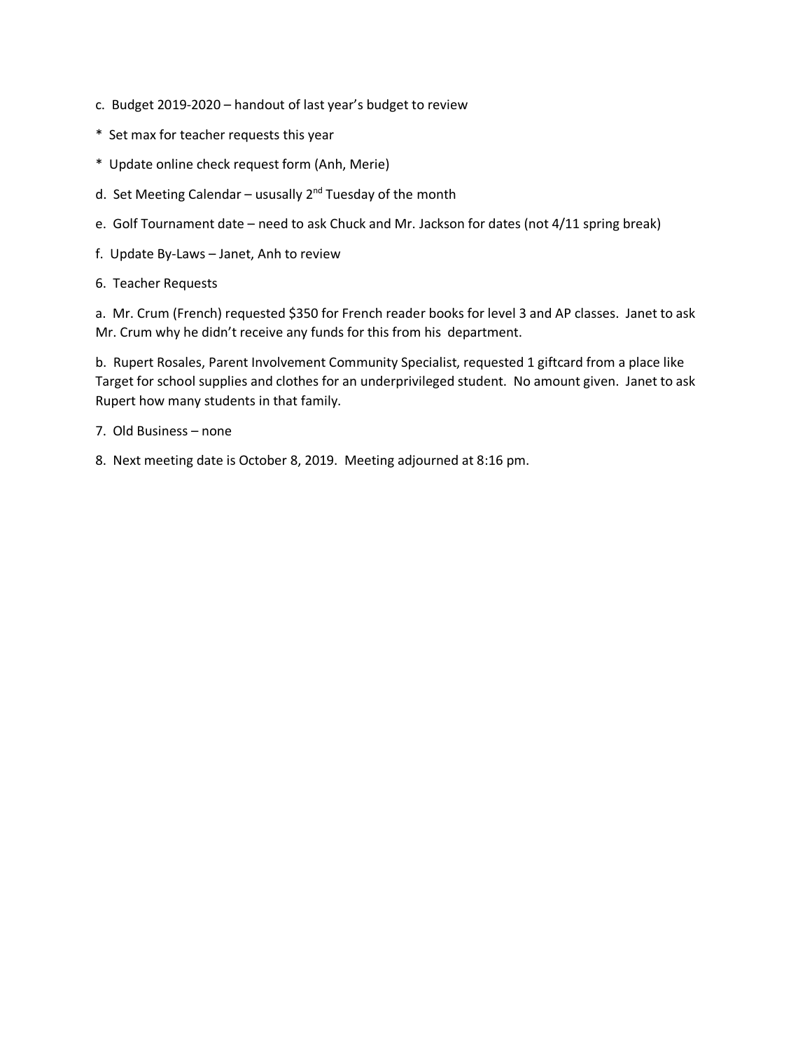c. Budget 2019-2020 – handout of last year's budget to review

* Set max for teacher requests this year

* Update online check request form (Anh, Merie)

d. Set Meeting Calendar – ususally 2nd Tuesday of the month

e. Golf Tournament date – need to ask Chuck and Mr. Jackson for dates (not 4/11 spring break)

f. Update By-Laws – Janet, Anh to review

6. Teacher Requests

a. Mr. Crum (French) requested $350 for French reader books for level 3 and AP classes. Janet to ask Mr. Crum why he didn't receive any funds for this from his department.

b. Rupert Rosales, Parent Involvement Community Specialist, requested 1 giftcard from a place like Target for school supplies and clothes for an underprivileged student. No amount given. Janet to ask Rupert how many students in that family.

7. Old Business – none

8. Next meeting date is October 8, 2019. Meeting adjourned at 8:16 pm.